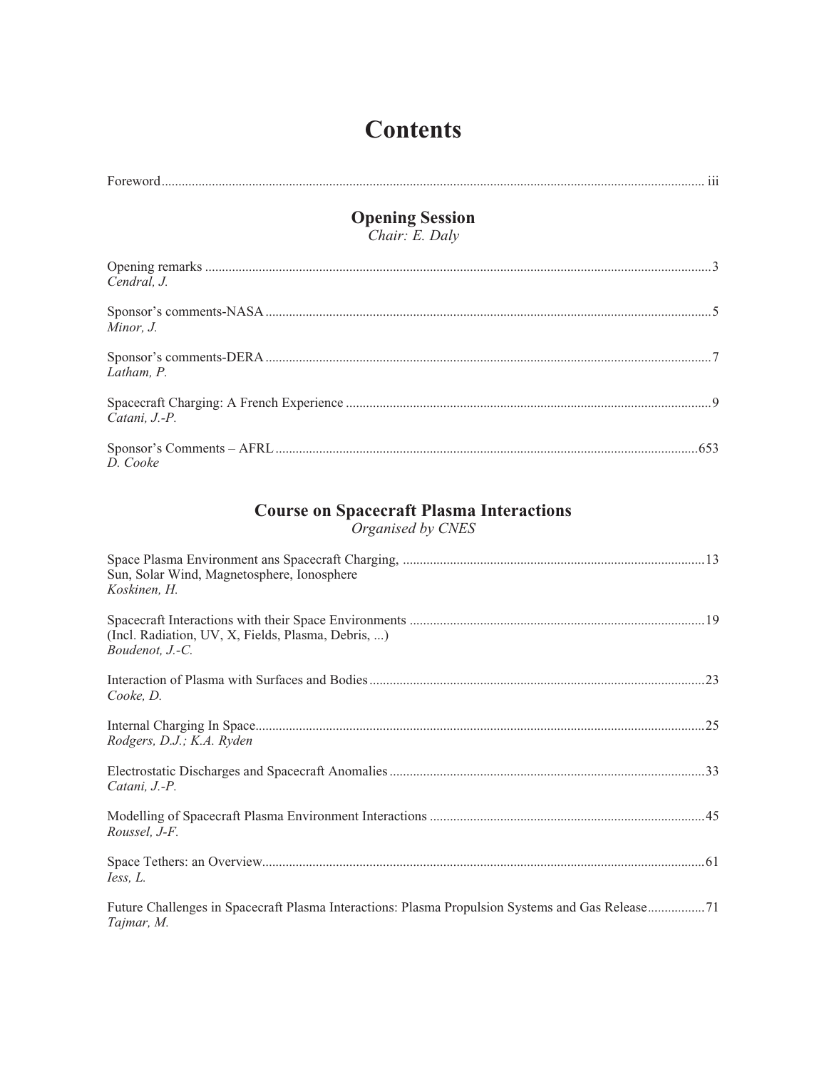# Contents

Foreword ............ iii

## Opening Session

*Chair: E. Daly*

Opening remarks ............ 3
*Cendral, J.*

Sponsor's comments-NASA ............ 5
*Minor, J.*

Sponsor's comments-DERA ............ 7
*Latham, P.*

Spacecraft Charging: A French Experience ............ 9
*Catani, J.-P.*

Sponsor's Comments – AFRL ............ 653
*D. Cooke*

## Course on Spacecraft Plasma Interactions

*Organised by CNES*

Space Plasma Environment ans Spacecraft Charging, ............ 13
Sun, Solar Wind, Magnetosphere, Ionosphere
*Koskinen, H.*

Spacecraft Interactions with their Space Environments ............ 19
(Incl. Radiation, UV, X, Fields, Plasma, Debris, ...)
*Boudenot, J.-C.*

Interaction of Plasma with Surfaces and Bodies ............ 23
*Cooke, D.*

Internal Charging In Space ............ 25
*Rodgers, D.J.; K.A. Ryden*

Electrostatic Discharges and Spacecraft Anomalies ............ 33
*Catani, J.-P.*

Modelling of Spacecraft Plasma Environment Interactions ............ 45
*Roussel, J-F.*

Space Tethers: an Overview ............ 61
*Iess, L.*

Future Challenges in Spacecraft Plasma Interactions: Plasma Propulsion Systems and Gas Release ............ 71
*Tajmar, M.*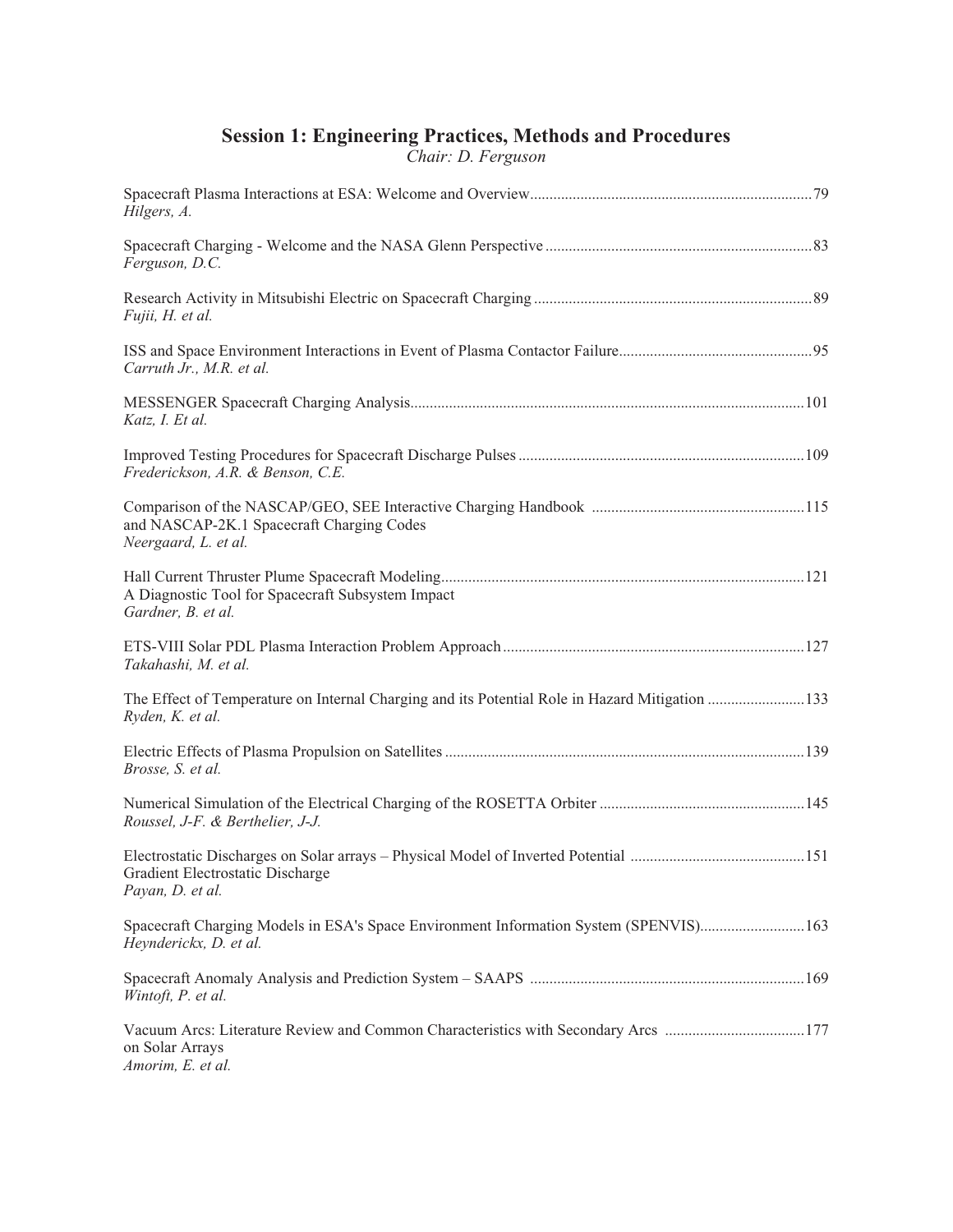## Session 1: Engineering Practices, Methods and Procedures

*Chair: D. Ferguson*

Spacecraft Plasma Interactions at ESA: Welcome and Overview........................................................................79
*Hilgers, A.*

Spacecraft Charging - Welcome and the NASA Glenn Perspective....................................................................83
*Ferguson, D.C.*

Research Activity in Mitsubishi Electric on Spacecraft Charging.......................................................................89
*Fujii, H. et al.*

ISS and Space Environment Interactions in Event of Plasma Contactor Failure.................................................95
*Carruth Jr., M.R. et al.*

MESSENGER Spacecraft Charging Analysis....................................................................................................101
*Katz, I. Et al.*

Improved Testing Procedures for Spacecraft Discharge Pulses.........................................................................109
*Frederickson, A.R. & Benson, C.E.*

Comparison of the NASCAP/GEO, SEE Interactive Charging Handbook ......................................................115
and NASCAP-2K.1 Spacecraft Charging Codes
*Neergaard, L. et al.*

Hall Current Thruster Plume Spacecraft Modeling............................................................................................121
A Diagnostic Tool for Spacecraft Subsystem Impact
*Gardner, B. et al.*

ETS-VIII Solar PDL Plasma Interaction Problem Approach.............................................................................127
*Takahashi, M. et al.*

The Effect of Temperature on Internal Charging and its Potential Role in Hazard Mitigation .........................133
*Ryden, K. et al.*

Electric Effects of Plasma Propulsion on Satellites...........................................................................................139
*Brosse, S. et al.*

Numerical Simulation of the Electrical Charging of the ROSETTA Orbiter ....................................................145
*Roussel, J-F. & Berthelier, J-J.*

Electrostatic Discharges on Solar arrays – Physical Model of Inverted Potential ............................................151
Gradient Electrostatic Discharge
*Payan, D. et al.*

Spacecraft Charging Models in ESA's Space Environment Information System (SPENVIS)...........................163
*Heynderickx, D. et al.*

Spacecraft Anomaly Analysis and Prediction System – SAAPS ......................................................................169
*Wintoft, P. et al.*

Vacuum Arcs: Literature Review and Common Characteristics with Secondary Arcs ...................................177
on Solar Arrays
*Amorim, E. et al.*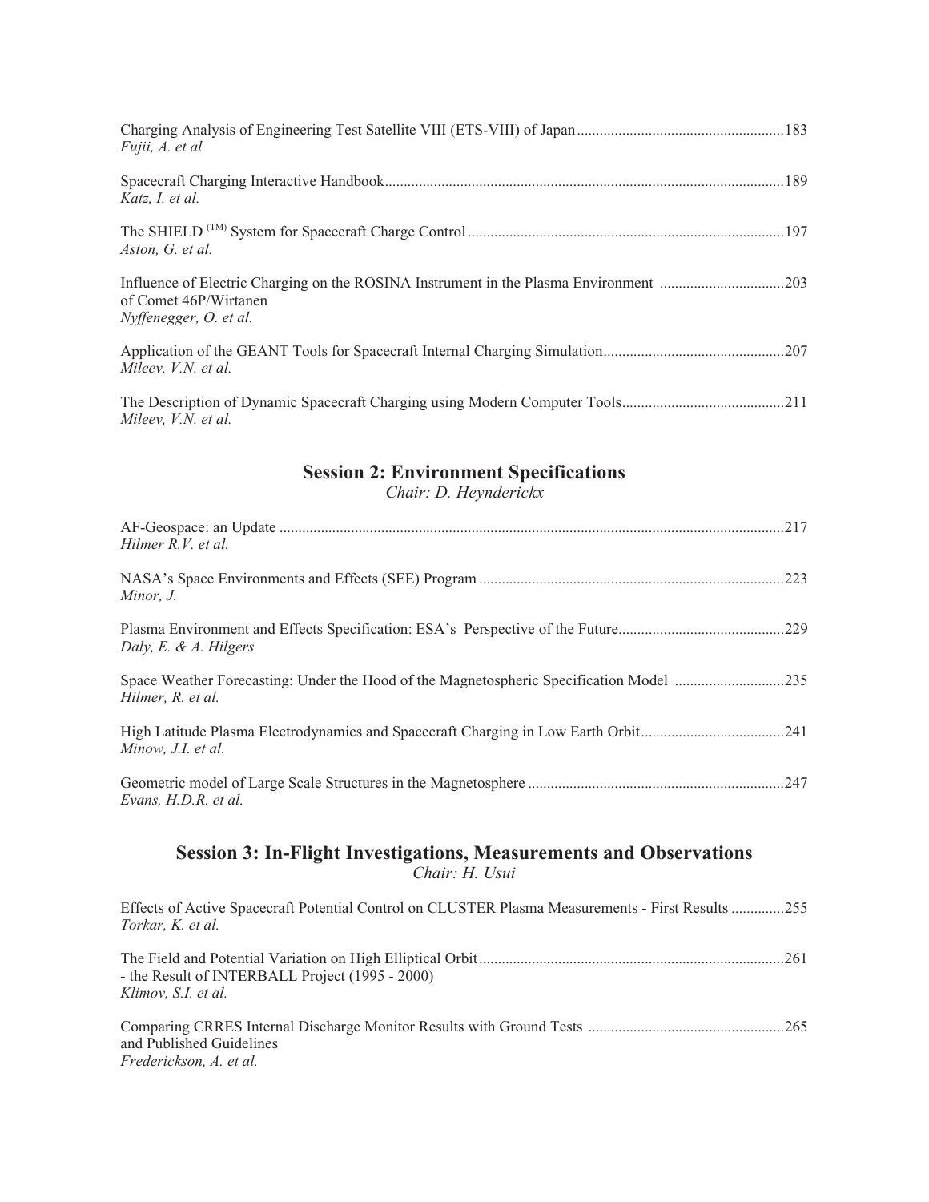Charging Analysis of Engineering Test Satellite VIII (ETS-VIII) of Japan ....................183
*Fujii, A. et al*

Spacecraft Charging Interactive Handbook ....................189
*Katz, I. et al.*

The SHIELD [(TM)] System for Spacecraft Charge Control ....................197
*Aston, G. et al.*

Influence of Electric Charging on the ROSINA Instrument in the Plasma Environment of Comet 46P/Wirtanen ....................203
*Nyffenegger, O. et al.*

Application of the GEANT Tools for Spacecraft Internal Charging Simulation ....................207
*Mileev, V.N. et al.*

The Description of Dynamic Spacecraft Charging using Modern Computer Tools ....................211
*Mileev, V.N. et al.*

## Session 2: Environment Specifications

*Chair: D. Heynderickx*

AF-Geospace: an Update ....................217
*Hilmer R.V. et al.*

NASA's Space Environments and Effects (SEE) Program ....................223
*Minor, J.*

Plasma Environment and Effects Specification: ESA's Perspective of the Future ....................229
*Daly, E. & A. Hilgers*

Space Weather Forecasting: Under the Hood of the Magnetospheric Specification Model ....................235
*Hilmer, R. et al.*

High Latitude Plasma Electrodynamics and Spacecraft Charging in Low Earth Orbit ....................241
*Minow, J.I. et al.*

Geometric model of Large Scale Structures in the Magnetosphere ....................247
*Evans, H.D.R. et al.*

## Session 3: In-Flight Investigations, Measurements and Observations

*Chair: H. Usui*

Effects of Active Spacecraft Potential Control on CLUSTER Plasma Measurements - First Results ....................255
*Torkar, K. et al.*

The Field and Potential Variation on High Elliptical Orbit - the Result of INTERBALL Project (1995 - 2000) ....................261
*Klimov, S.I. et al.*

Comparing CRRES Internal Discharge Monitor Results with Ground Tests and Published Guidelines ....................265
*Frederickson, A. et al.*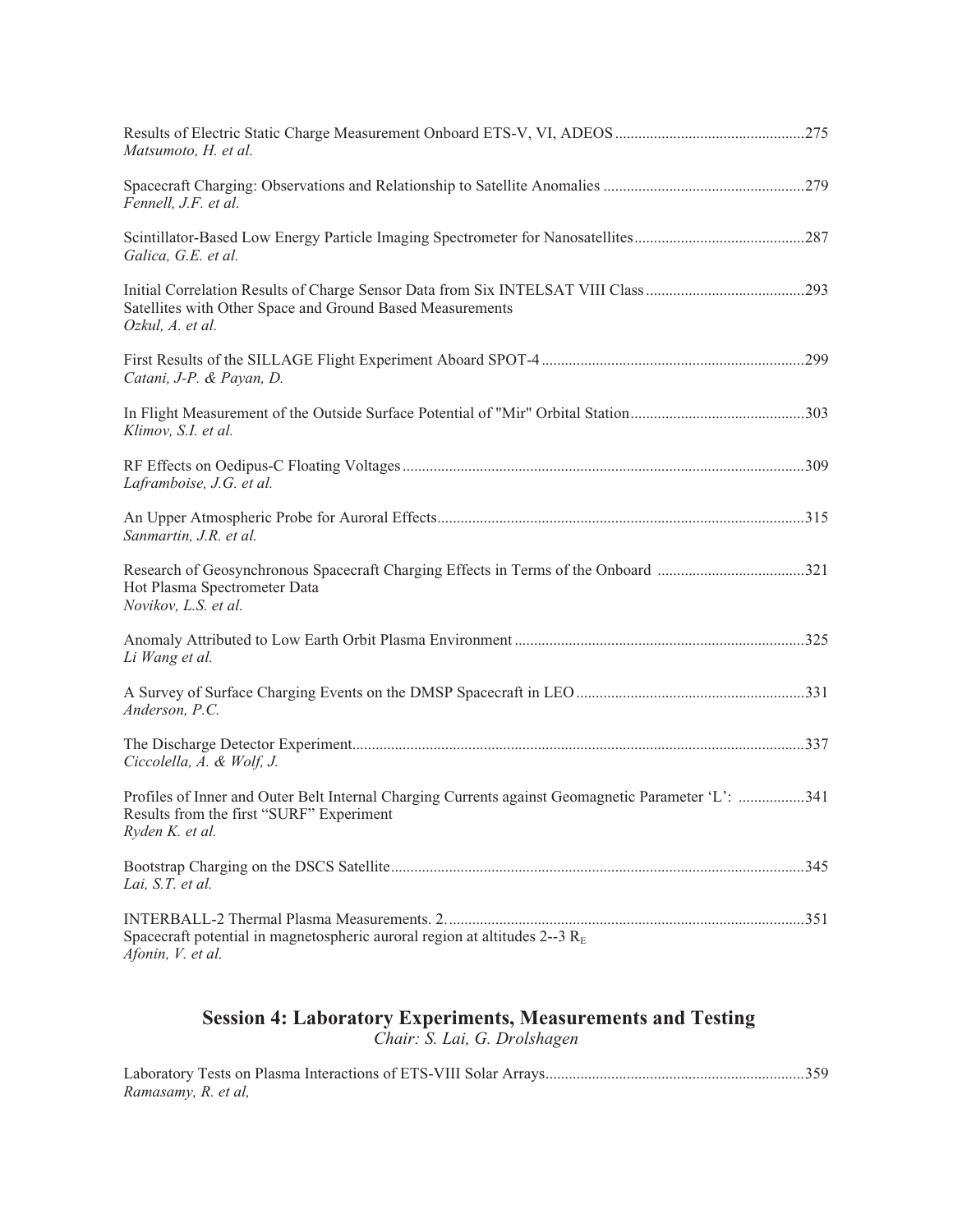Results of Electric Static Charge Measurement Onboard ETS-V, VI, ADEOS ................................................275
*Matsumoto, H. et al.*

Spacecraft Charging: Observations and Relationship to Satellite Anomalies ...................................................279
*Fennell, J.F. et al.*

Scintillator-Based Low Energy Particle Imaging Spectrometer for Nanosatellites...........................................287
*Galica, G.E. et al.*

Initial Correlation Results of Charge Sensor Data from Six INTELSAT VIII Class .........................................293
Satellites with Other Space and Ground Based Measurements
*Ozkul, A. et al.*

First Results of the SILLAGE Flight Experiment Aboard SPOT-4 ...................................................................299
*Catani, J-P. & Payan, D.*

In Flight Measurement of the Outside Surface Potential of "Mir" Orbital Station.............................................303
*Klimov, S.I. et al.*

RF Effects on Oedipus-C Floating Voltages .......................................................................................................309
*Laframboise, J.G. et al.*

An Upper Atmospheric Probe for Auroral Effects..............................................................................................315
*Sanmartin, J.R. et al.*

Research of Geosynchronous Spacecraft Charging Effects in Terms of the Onboard ......................................321
Hot Plasma Spectrometer Data
*Novikov, L.S. et al.*

Anomaly Attributed to Low Earth Orbit Plasma Environment ..........................................................................325
*Li Wang et al.*

A Survey of Surface Charging Events on the DMSP Spacecraft in LEO ..........................................................331
*Anderson, P.C.*

The Discharge Detector Experiment....................................................................................................................337
*Ciccolella, A. & Wolf, J.*

Profiles of Inner and Outer Belt Internal Charging Currents against Geomagnetic Parameter 'L': .................341
Results from the first "SURF" Experiment
*Ryden K. et al.*

Bootstrap Charging on the DSCS Satellite..........................................................................................................345
*Lai, S.T. et al.*

INTERBALL-2 Thermal Plasma Measurements. 2. ............................................................................................351
Spacecraft potential in magnetospheric auroral region at altitudes 2--3 $R_E$
*Afonin, V. et al.*

## Session 4: Laboratory Experiments, Measurements and Testing

*Chair: S. Lai, G. Drolshagen*

Laboratory Tests on Plasma Interactions of ETS-VIII Solar Arrays..................................................................359
*Ramasamy, R. et al,*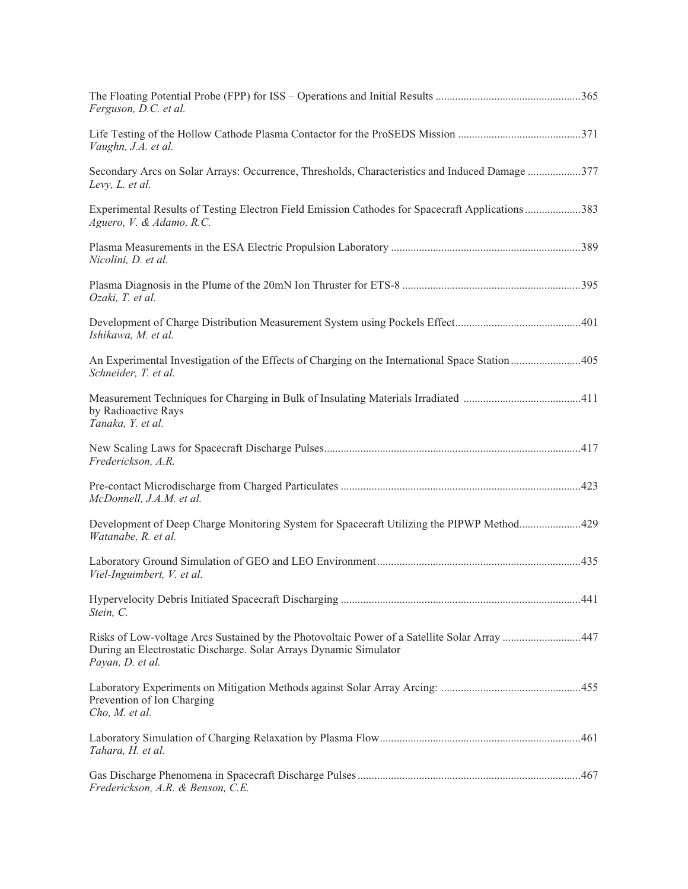The Floating Potential Probe (FPP) for ISS – Operations and Initial Results ....................................................365
*Ferguson, D.C. et al.*

Life Testing of the Hollow Cathode Plasma Contactor for the ProSEDS Mission ............................................371
*Vaughn, J.A. et al.*

Secondary Arcs on Solar Arrays: Occurrence, Thresholds, Characteristics and Induced Damage ...................377
*Levy, L. et al.*

Experimental Results of Testing Electron Field Emission Cathodes for Spacecraft Applications....................383
*Aguero, V. & Adamo, R.C.*

Plasma Measurements in the ESA Electric Propulsion Laboratory ....................................................................389
*Nicolini, D. et al.*

Plasma Diagnosis in the Plume of the 20mN Ion Thruster for ETS-8 ................................................................395
*Ozaki, T. et al.*

Development of Charge Distribution Measurement System using Pockels Effect.............................................401
*Ishikawa, M. et al.*

An Experimental Investigation of the Effects of Charging on the International Space Station .........................405
*Schneider, T. et al.*

Measurement Techniques for Charging in Bulk of Insulating Materials Irradiated ..........................................411
by Radioactive Rays
*Tanaka, Y. et al.*

New Scaling Laws for Spacecraft Discharge Pulses...........................................................................................417
*Frederickson, A.R.*

Pre-contact Microdischarge from Charged Particulates .....................................................................................423
*McDonnell, J.A.M. et al.*

Development of Deep Charge Monitoring System for Spacecraft Utilizing the PIPWP Method......................429
*Watanabe, R. et al.*

Laboratory Ground Simulation of GEO and LEO Environment.........................................................................435
*Viel-Inguimbert, V. et al.*

Hypervelocity Debris Initiated Spacecraft Discharging .....................................................................................441
*Stein, C.*

Risks of Low-voltage Arcs Sustained by the Photovoltaic Power of a Satellite Solar Array ............................447
During an Electrostatic Discharge. Solar Arrays Dynamic Simulator
*Payan, D. et al.*

Laboratory Experiments on Mitigation Methods against Solar Array Arcing: ..................................................455
Prevention of Ion Charging
*Cho, M. et al.*

Laboratory Simulation of Charging Relaxation by Plasma Flow.......................................................................461
*Tahara, H. et al.*

Gas Discharge Phenomena in Spacecraft Discharge Pulses...............................................................................467
*Frederickson, A.R. & Benson, C.E.*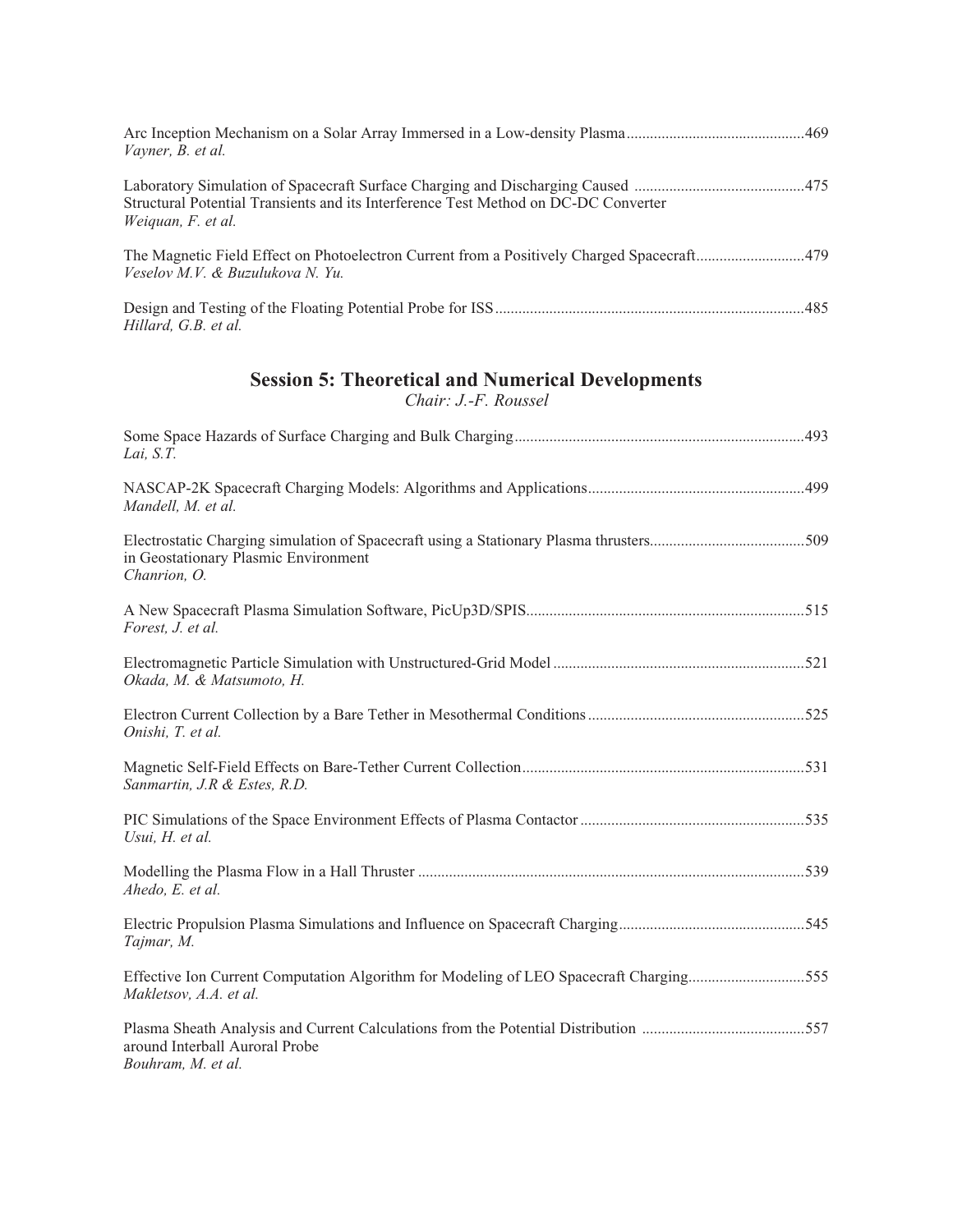Arc Inception Mechanism on a Solar Array Immersed in a Low-density Plasma ............................................. 469
*Vayner, B. et al.*

Laboratory Simulation of Spacecraft Surface Charging and Discharging Caused ........................................... 475
Structural Potential Transients and its Interference Test Method on DC-DC Converter
*Weiquan, F. et al.*

The Magnetic Field Effect on Photoelectron Current from a Positively Charged Spacecraft ........................... 479
*Veselov M.V. & Buzulukova N. Yu.*

Design and Testing of the Floating Potential Probe for ISS ............................................................................... 485
*Hillard, G.B. et al.*

## Session 5: Theoretical and Numerical Developments

*Chair: J.-F. Roussel*

Some Space Hazards of Surface Charging and Bulk Charging .......................................................................... 493
*Lai, S.T.*

NASCAP-2K Spacecraft Charging Models: Algorithms and Applications ....................................................... 499
*Mandell, M. et al.*

Electrostatic Charging simulation of Spacecraft using a Stationary Plasma thrusters ....................................... 509
in Geostationary Plasmic Environment
*Chanrion, O.*

A New Spacecraft Plasma Simulation Software, PicUp3D/SPIS ....................................................................... 515
*Forest, J. et al.*

Electromagnetic Particle Simulation with Unstructured-Grid Model ................................................................ 521
*Okada, M. & Matsumoto, H.*

Electron Current Collection by a Bare Tether in Mesothermal Conditions ....................................................... 525
*Onishi, T. et al.*

Magnetic Self-Field Effects on Bare-Tether Current Collection ........................................................................ 531
*Sanmartin, J.R & Estes, R.D.*

PIC Simulations of the Space Environment Effects of Plasma Contactor .......................................................... 535
*Usui, H. et al.*

Modelling the Plasma Flow in a Hall Thruster ................................................................................................... 539
*Ahedo, E. et al.*

Electric Propulsion Plasma Simulations and Influence on Spacecraft Charging ................................................ 545
*Tajmar, M.*

Effective Ion Current Computation Algorithm for Modeling of LEO Spacecraft Charging ............................. 555
*Makletsov, A.A. et al.*

Plasma Sheath Analysis and Current Calculations from the Potential Distribution .......................................... 557
around Interball Auroral Probe
*Bouhram, M. et al.*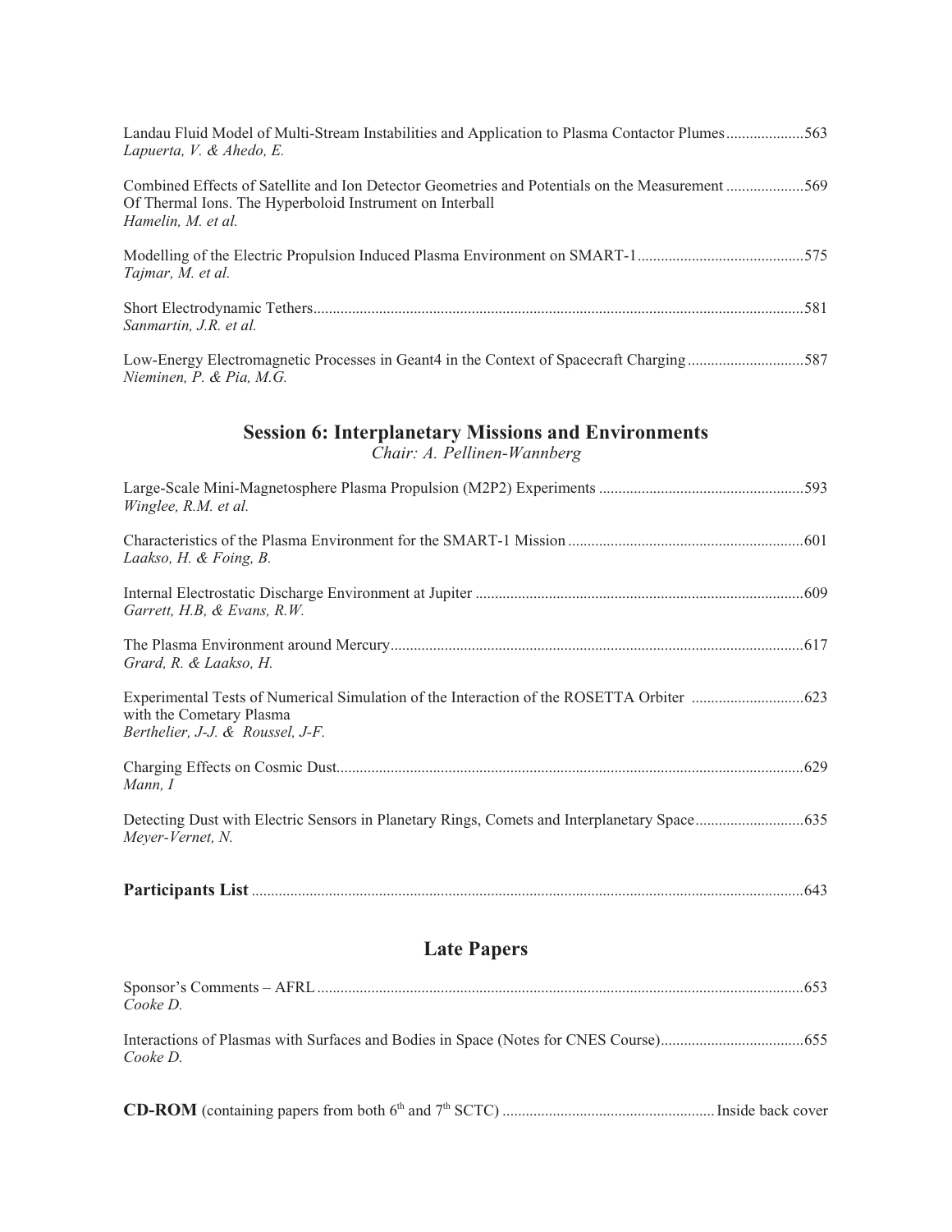Landau Fluid Model of Multi-Stream Instabilities and Application to Plasma Contactor Plumes....................563
*Lapuerta, V. & Ahedo, E.*

Combined Effects of Satellite and Ion Detector Geometries and Potentials on the Measurement ....................569
Of Thermal Ions. The Hyperboloid Instrument on Interball
*Hamelin, M. et al.*

Modelling of the Electric Propulsion Induced Plasma Environment on SMART-1...........................................575
*Tajmar, M. et al.*

Short Electrodynamic Tethers.............................................................................................................................581
*Sanmartin, J.R. et al.*

Low-Energy Electromagnetic Processes in Geant4 in the Context of Spacecraft Charging..............................587
*Nieminen, P. & Pia, M.G.*

## Session 6: Interplanetary Missions and Environments

*Chair: A. Pellinen-Wannberg*

Large-Scale Mini-Magnetosphere Plasma Propulsion (M2P2) Experiments .....................................................593
*Winglee, R.M. et al.*

Characteristics of the Plasma Environment for the SMART-1 Mission ............................................................601
*Laakso, H. & Foing, B.*

Internal Electrostatic Discharge Environment at Jupiter ....................................................................................609
*Garrett, H.B, & Evans, R.W.*

The Plasma Environment around Mercury..........................................................................................................617
*Grard, R. & Laakso, H.*

Experimental Tests of Numerical Simulation of the Interaction of the ROSETTA Orbiter .............................623
with the Cometary Plasma
*Berthelier, J-J. & Roussel, J-F.*

Charging Effects on Cosmic Dust........................................................................................................................629
*Mann, I*

Detecting Dust with Electric Sensors in Planetary Rings, Comets and Interplanetary Space............................635
*Meyer-Vernet, N.*

**Participants List** .............................................................................................................................................643

## Late Papers

Sponsor's Comments – AFRL ............................................................................................................................653
*Cooke D.*

Interactions of Plasmas with Surfaces and Bodies in Space (Notes for CNES Course).....................................655
*Cooke D.*

**CD-ROM** (containing papers from both 6th and 7th SCTC) ....................................................... Inside back cover